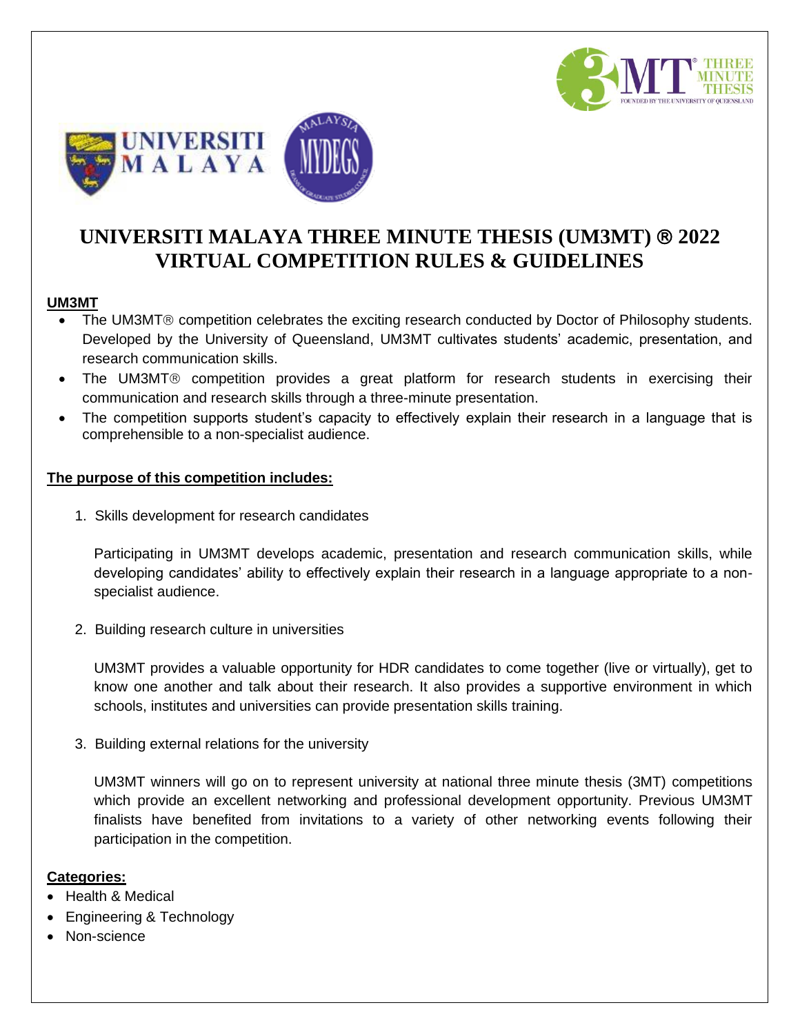# UNIVERSITI MALAYA THREE MINUTE THESIS (UM3MT) ® 2022 VIRTUAL COMPETITION RULES & GUIDELINES

**UM3MT**

- The UM3MT® competition celebrates the exciting research conducted by Doctor of Philosophy students. Developed by the University of Queensland, UM3MT cultivates students' academic, presentation, and research communication skills.
- The UM3MT® competition provides a great platform for research students in exercising their communication and research skills through a three-minute presentation.
- The competition supports student's capacity to effectively explain their research in a language that is comprehensible to a non-specialist audience.

**The purpose of this competition includes:**

1. Skills development for research candidates

   Participating in UM3MT develops academic, presentation and research communication skills, while developing candidates' ability to effectively explain their research in a language appropriate to a non-specialist audience.

2. Building research culture in universities

   UM3MT provides a valuable opportunity for HDR candidates to come together (live or virtually), get to know one another and talk about their research. It also provides a supportive environment in which schools, institutes and universities can provide presentation skills training.

3. Building external relations for the university

   UM3MT winners will go on to represent university at national three minute thesis (3MT) competitions which provide an excellent networking and professional development opportunity. Previous UM3MT finalists have benefited from invitations to a variety of other networking events following their participation in the competition.

**Categories:**

- Health & Medical
- Engineering & Technology
- Non-science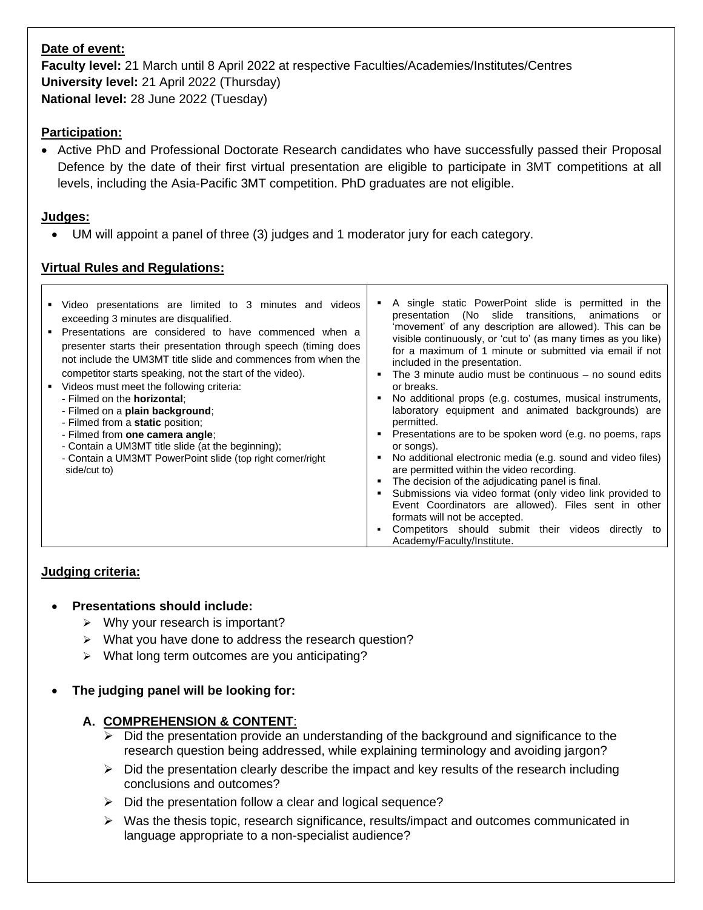**Date of event:**

**Faculty level:** 21 March until 8 April 2022 at respective Faculties/Academies/Institutes/Centres

**University level:** 21 April 2022 (Thursday)

**National level:** 28 June 2022 (Tuesday)

**Participation:**

- Active PhD and Professional Doctorate Research candidates who have successfully passed their Proposal Defence by the date of their first virtual presentation are eligible to participate in 3MT competitions at all levels, including the Asia-Pacific 3MT competition. PhD graduates are not eligible.

**Judges:**

- UM will appoint a panel of three (3) judges and 1 moderator jury for each category.

**Virtual Rules and Regulations:**

- Video presentations are limited to 3 minutes and videos exceeding 3 minutes are disqualified.
- Presentations are considered to have commenced when a presenter starts their presentation through speech (timing does not include the UM3MT title slide and commences from when the competitor starts speaking, not the start of the video).
- Videos must meet the following criteria:
  - Filmed on the **horizontal**;
  - Filmed on a **plain background**;
  - Filmed from a **static** position;
  - Filmed from **one camera angle**;
  - Contain a UM3MT title slide (at the beginning);
  - Contain a UM3MT PowerPoint slide (top right corner/right side/cut to)
- A single static PowerPoint slide is permitted in the presentation (No slide transitions, animations or 'movement' of any description are allowed). This can be visible continuously, or 'cut to' (as many times as you like) for a maximum of 1 minute or submitted via email if not included in the presentation.
- The 3 minute audio must be continuous – no sound edits or breaks.
- No additional props (e.g. costumes, musical instruments, laboratory equipment and animated backgrounds) are permitted.
- Presentations are to be spoken word (e.g. no poems, raps or songs).
- No additional electronic media (e.g. sound and video files) are permitted within the video recording.
- The decision of the adjudicating panel is final.
- Submissions via video format (only video link provided to Event Coordinators are allowed). Files sent in other formats will not be accepted.
- Competitors should submit their videos directly to Academy/Faculty/Institute.

**Judging criteria:**

- **Presentations should include:**
  - Why your research is important?
  - What you have done to address the research question?
  - What long term outcomes are you anticipating?

- **The judging panel will be looking for:**

  **A. COMPREHENSION & CONTENT:**

  - Did the presentation provide an understanding of the background and significance to the research question being addressed, while explaining terminology and avoiding jargon?
  - Did the presentation clearly describe the impact and key results of the research including conclusions and outcomes?
  - Did the presentation follow a clear and logical sequence?
  - Was the thesis topic, research significance, results/impact and outcomes communicated in language appropriate to a non-specialist audience?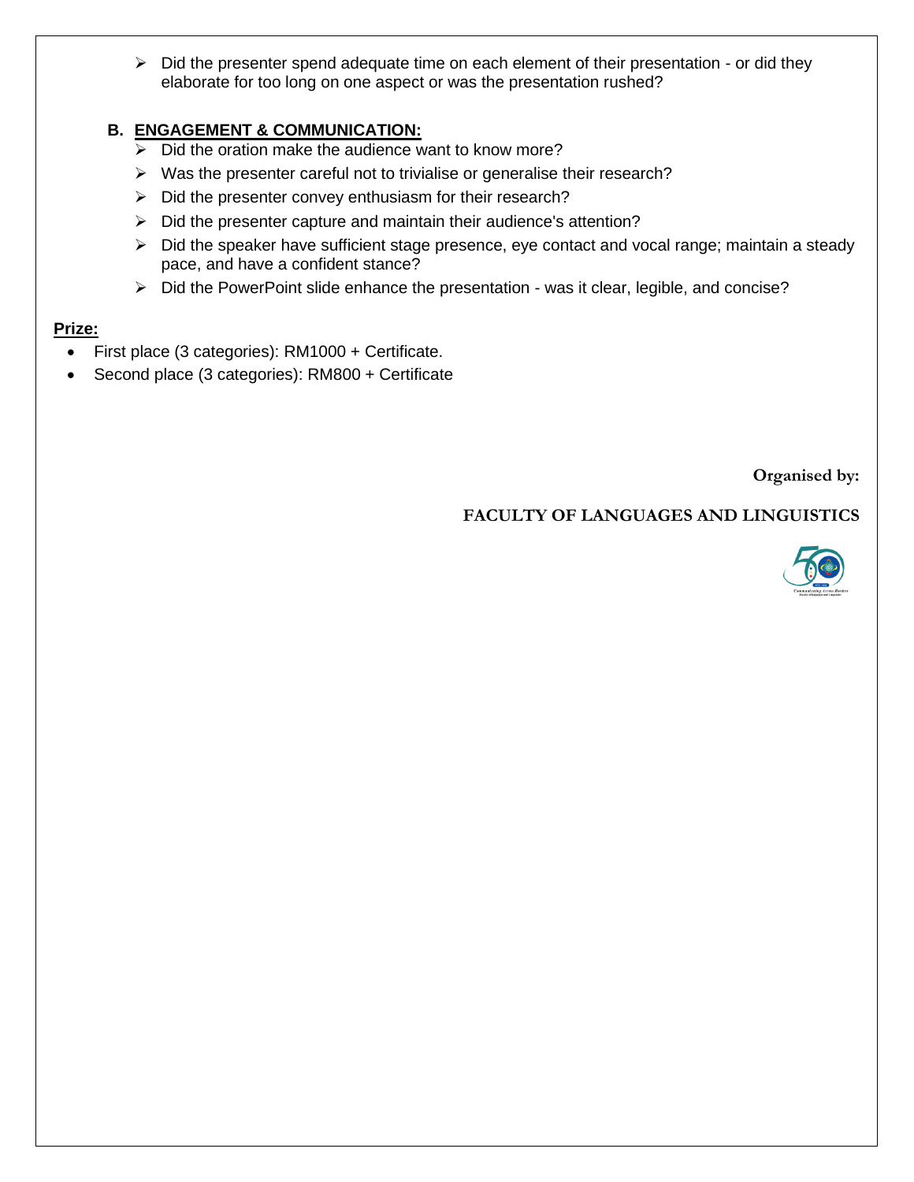- Did the presenter spend adequate time on each element of their presentation - or did they elaborate for too long on one aspect or was the presentation rushed?

**B. ENGAGEMENT & COMMUNICATION:**

- Did the oration make the audience want to know more?
- Was the presenter careful not to trivialise or generalise their research?
- Did the presenter convey enthusiasm for their research?
- Did the presenter capture and maintain their audience's attention?
- Did the speaker have sufficient stage presence, eye contact and vocal range; maintain a steady pace, and have a confident stance?
- Did the PowerPoint slide enhance the presentation - was it clear, legible, and concise?

**Prize:**

- First place (3 categories): RM1000 + Certificate.
- Second place (3 categories): RM800 + Certificate

**Organised by:**

**FACULTY OF LANGUAGES AND LINGUISTICS**